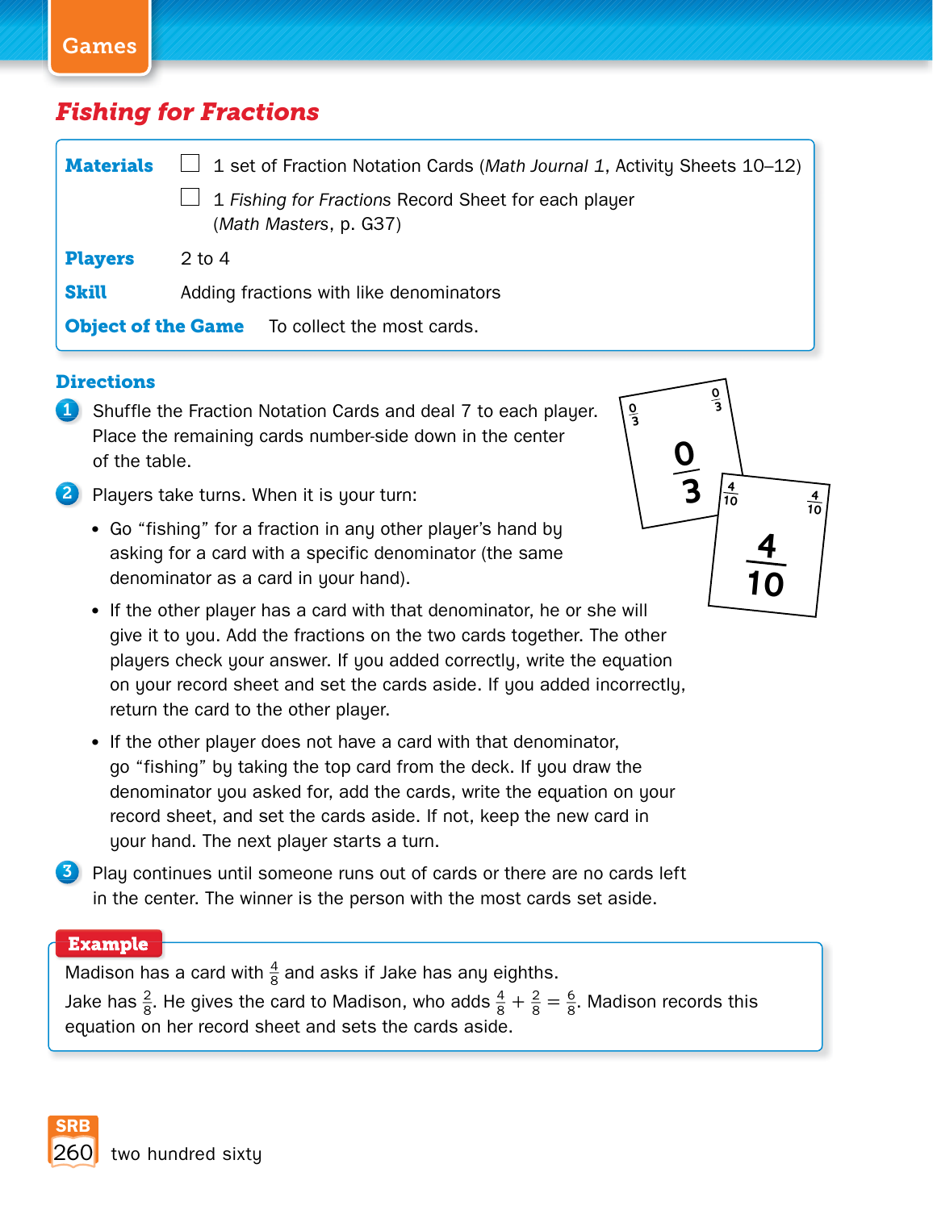Games

# Fishing for Fractions

| | |
|---|---|
| **Materials** | ☐ 1 set of Fraction Notation Cards (*Math Journal 1*, Activity Sheets 10–12) |
| | ☐ 1 *Fishing for Fractions* Record Sheet for each player (*Math Masters*, p. G37) |
| **Players** | 2 to 4 |
| **Skill** | Adding fractions with like denominators |
| **Object of the Game** | To collect the most cards. |

## Directions

1. Shuffle the Fraction Notation Cards and deal 7 to each player. Place the remaining cards number-side down in the center of the table.

2. Players take turns. When it is your turn:
   - Go "fishing" for a fraction in any other player's hand by asking for a card with a specific denominator (the same denominator as a card in your hand).
   - If the other player has a card with that denominator, he or she will give it to you. Add the fractions on the two cards together. The other players check your answer. If you added correctly, write the equation on your record sheet and set the cards aside. If you added incorrectly, return the card to the other player.
   - If the other player does not have a card with that denominator, go "fishing" by taking the top card from the deck. If you draw the denominator you asked for, add the cards, write the equation on your record sheet, and set the cards aside. If not, keep the new card in your hand. The next player starts a turn.

3. Play continues until someone runs out of cards or there are no cards left in the center. The winner is the person with the most cards set aside.

$\frac{0}{3}$ $\frac{4}{10}$

**Example**

Madison has a card with $\frac{4}{8}$ and asks if Jake has any eighths.
Jake has $\frac{2}{8}$. He gives the card to Madison, who adds $\frac{4}{8} + \frac{2}{8} = \frac{6}{8}$. Madison records this equation on her record sheet and sets the cards aside.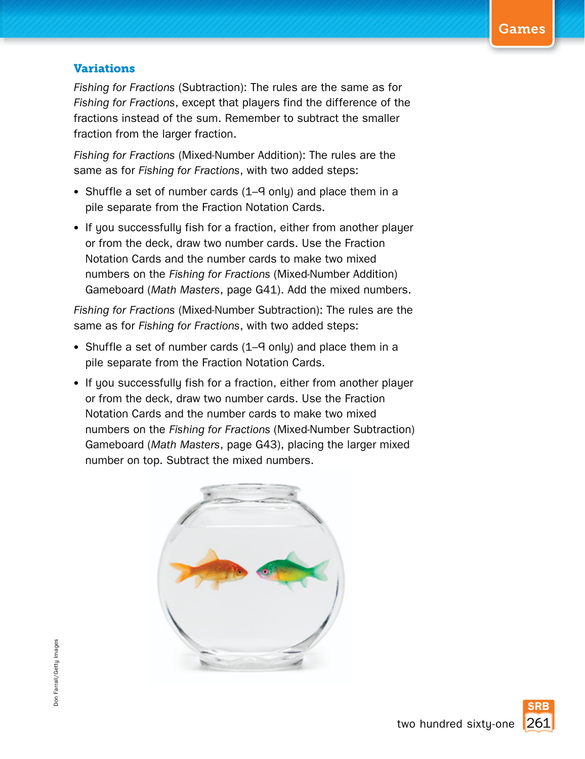### Variations

*Fishing for Fractions* (Subtraction): The rules are the same as for *Fishing for Fractions*, except that players find the difference of the fractions instead of the sum. Remember to subtract the smaller fraction from the larger fraction.

*Fishing for Fractions* (Mixed-Number Addition): The rules are the same as for *Fishing for Fractions*, with two added steps:

- Shuffle a set of number cards (1–9 only) and place them in a pile separate from the Fraction Notation Cards.
- If you successfully fish for a fraction, either from another player or from the deck, draw two number cards. Use the Fraction Notation Cards and the number cards to make two mixed numbers on the *Fishing for Fractions* (Mixed-Number Addition) Gameboard (*Math Masters*, page G41). Add the mixed numbers.

*Fishing for Fractions* (Mixed-Number Subtraction): The rules are the same as for *Fishing for Fractions*, with two added steps:

- Shuffle a set of number cards (1–9 only) and place them in a pile separate from the Fraction Notation Cards.
- If you successfully fish for a fraction, either from another player or from the deck, draw two number cards. Use the Fraction Notation Cards and the number cards to make two mixed numbers on the *Fishing for Fractions* (Mixed-Number Subtraction) Gameboard (*Math Masters*, page G43), placing the larger mixed number on top. Subtract the mixed numbers.

Don Farrall/Getty Images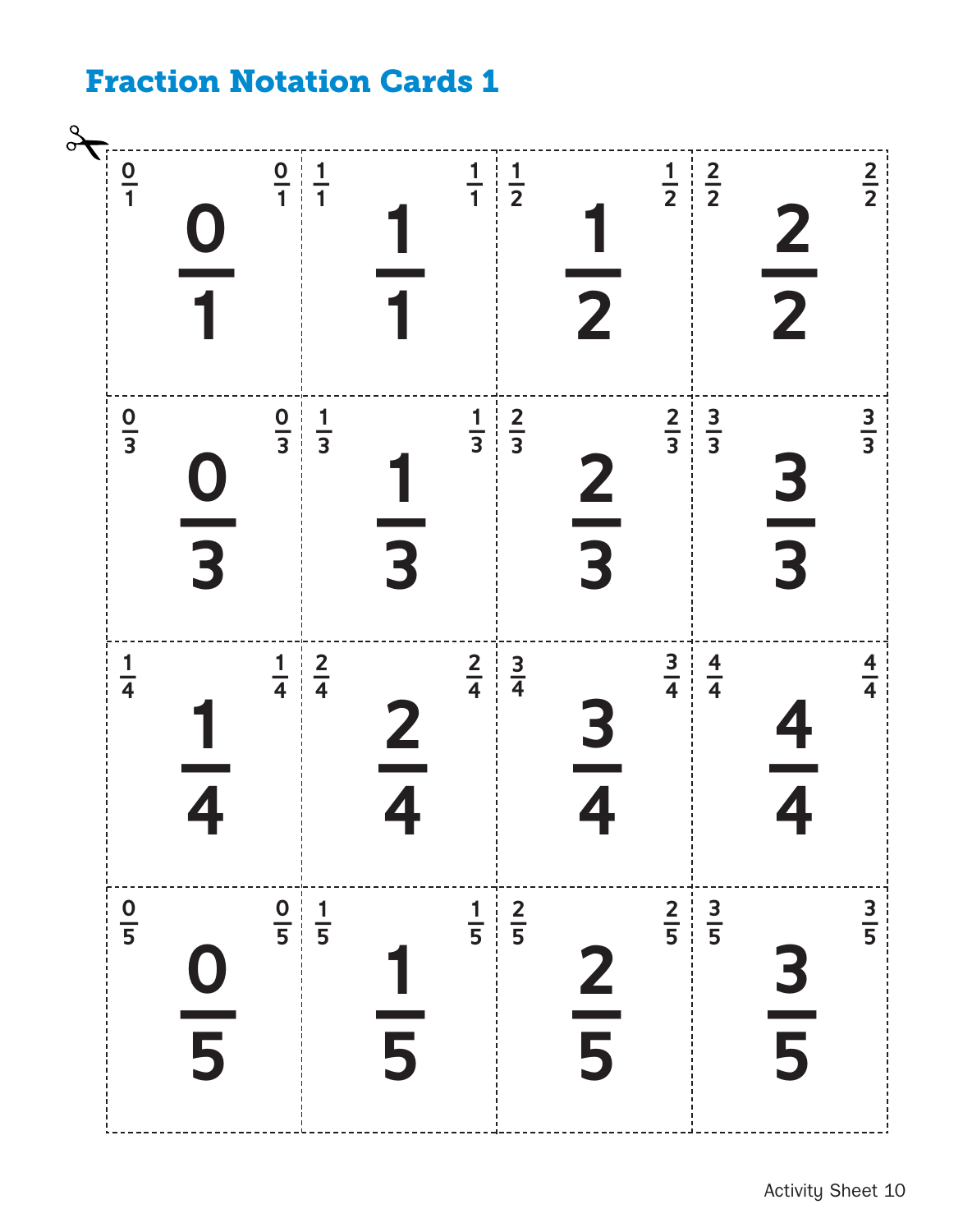# Fraction Notation Cards 1

| | | | |
|---|---|---|---|
| $\frac{0}{1}$ | $\frac{1}{1}$ | $\frac{1}{2}$ | $\frac{2}{2}$ |
| $\frac{0}{3}$ | $\frac{1}{3}$ | $\frac{2}{3}$ | $\frac{3}{3}$ |
| $\frac{1}{4}$ | $\frac{2}{4}$ | $\frac{3}{4}$ | $\frac{4}{4}$ |
| $\frac{0}{5}$ | $\frac{1}{5}$ | $\frac{2}{5}$ | $\frac{3}{5}$ |

Activity Sheet 10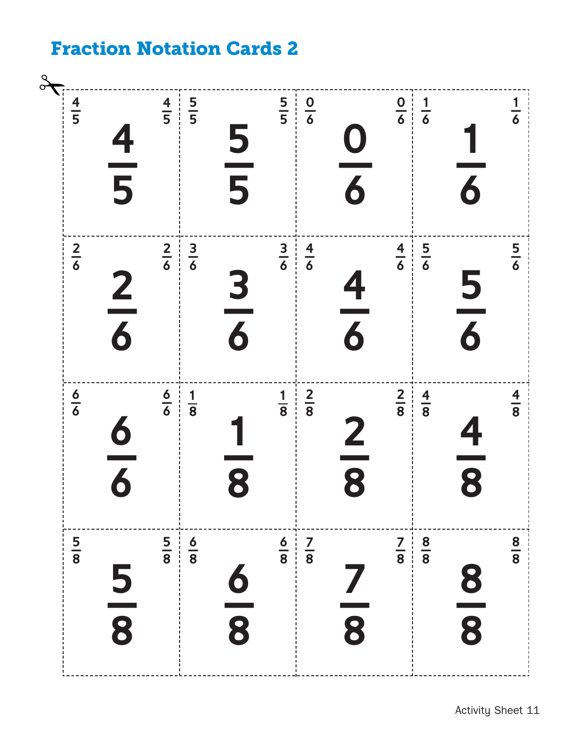## Fraction Notation Cards 2

| | | | |
|---|---|---|---|
| $\frac{4}{5}$ | $\frac{5}{5}$ | $\frac{0}{6}$ | $\frac{1}{6}$ |
| $\frac{2}{6}$ | $\frac{3}{6}$ | $\frac{4}{6}$ | $\frac{5}{6}$ |
| $\frac{6}{6}$ | $\frac{1}{8}$ | $\frac{2}{8}$ | $\frac{4}{8}$ |
| $\frac{5}{8}$ | $\frac{6}{8}$ | $\frac{7}{8}$ | $\frac{8}{8}$ |

Activity Sheet 11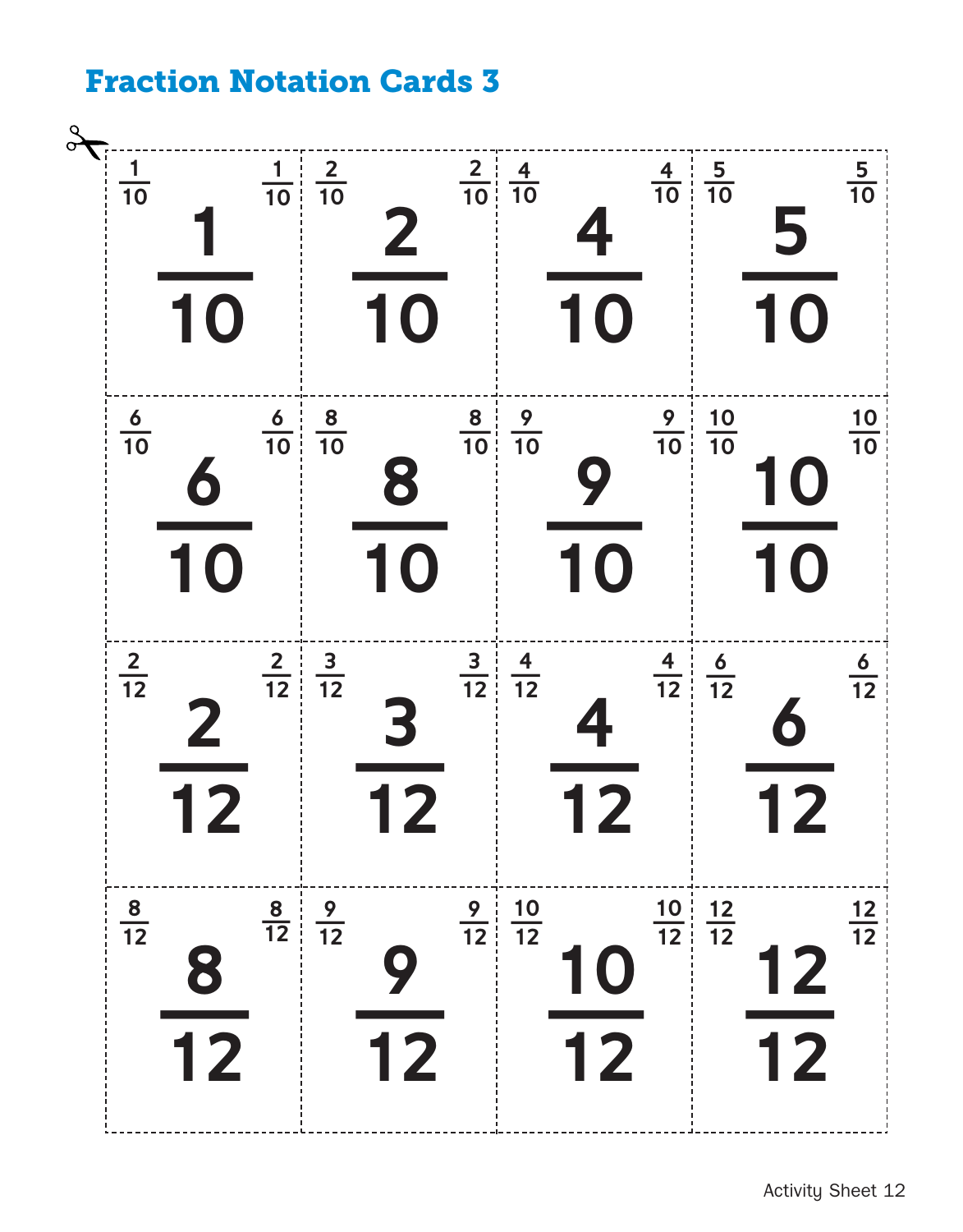## Fraction Notation Cards 3

| | | | |
|---|---|---|---|
| $\frac{1}{10}$ | $\frac{2}{10}$ | $\frac{4}{10}$ | $\frac{5}{10}$ |
| $\frac{6}{10}$ | $\frac{8}{10}$ | $\frac{9}{10}$ | $\frac{10}{10}$ |
| $\frac{2}{12}$ | $\frac{3}{12}$ | $\frac{4}{12}$ | $\frac{6}{12}$ |
| $\frac{8}{12}$ | $\frac{9}{12}$ | $\frac{10}{12}$ | $\frac{12}{12}$ |

Activity Sheet 12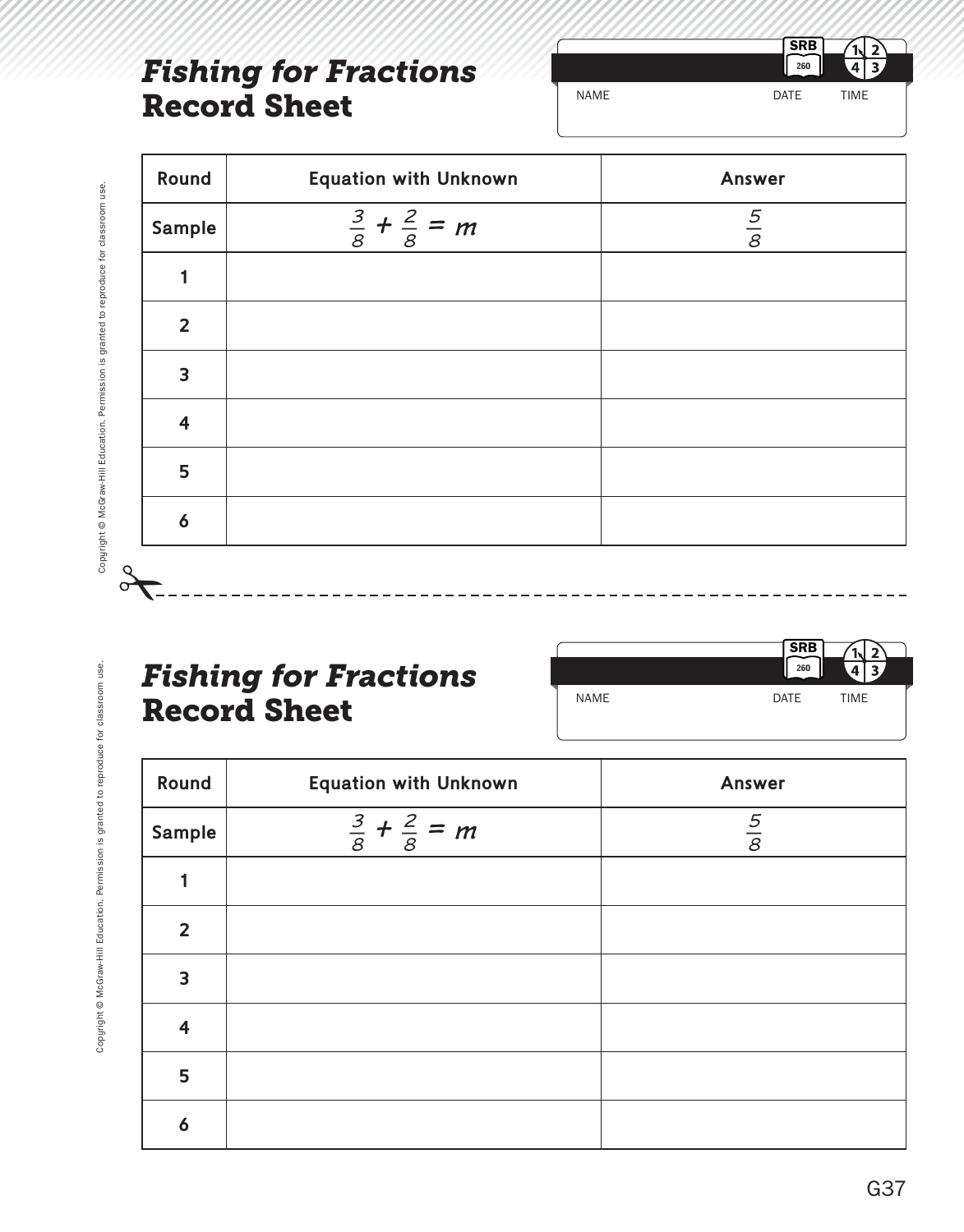# *Fishing for Fractions* Record Sheet

NAME DATE TIME

SRB 260

| Round | Equation with Unknown | Answer |
| --- | --- | --- |
| Sample | $\frac{3}{8} + \frac{2}{8} = m$ | $\frac{5}{8}$ |
| 1 | | |
| 2 | | |
| 3 | | |
| 4 | | |
| 5 | | |
| 6 | | |

Copyright © McGraw-Hill Education. Permission is granted to reproduce for classroom use.

---

# *Fishing for Fractions* Record Sheet

NAME DATE TIME

SRB 260

| Round | Equation with Unknown | Answer |
| --- | --- | --- |
| Sample | $\frac{3}{8} + \frac{2}{8} = m$ | $\frac{5}{8}$ |
| 1 | | |
| 2 | | |
| 3 | | |
| 4 | | |
| 5 | | |
| 6 | | |

Copyright © McGraw-Hill Education. Permission is granted to reproduce for classroom use.